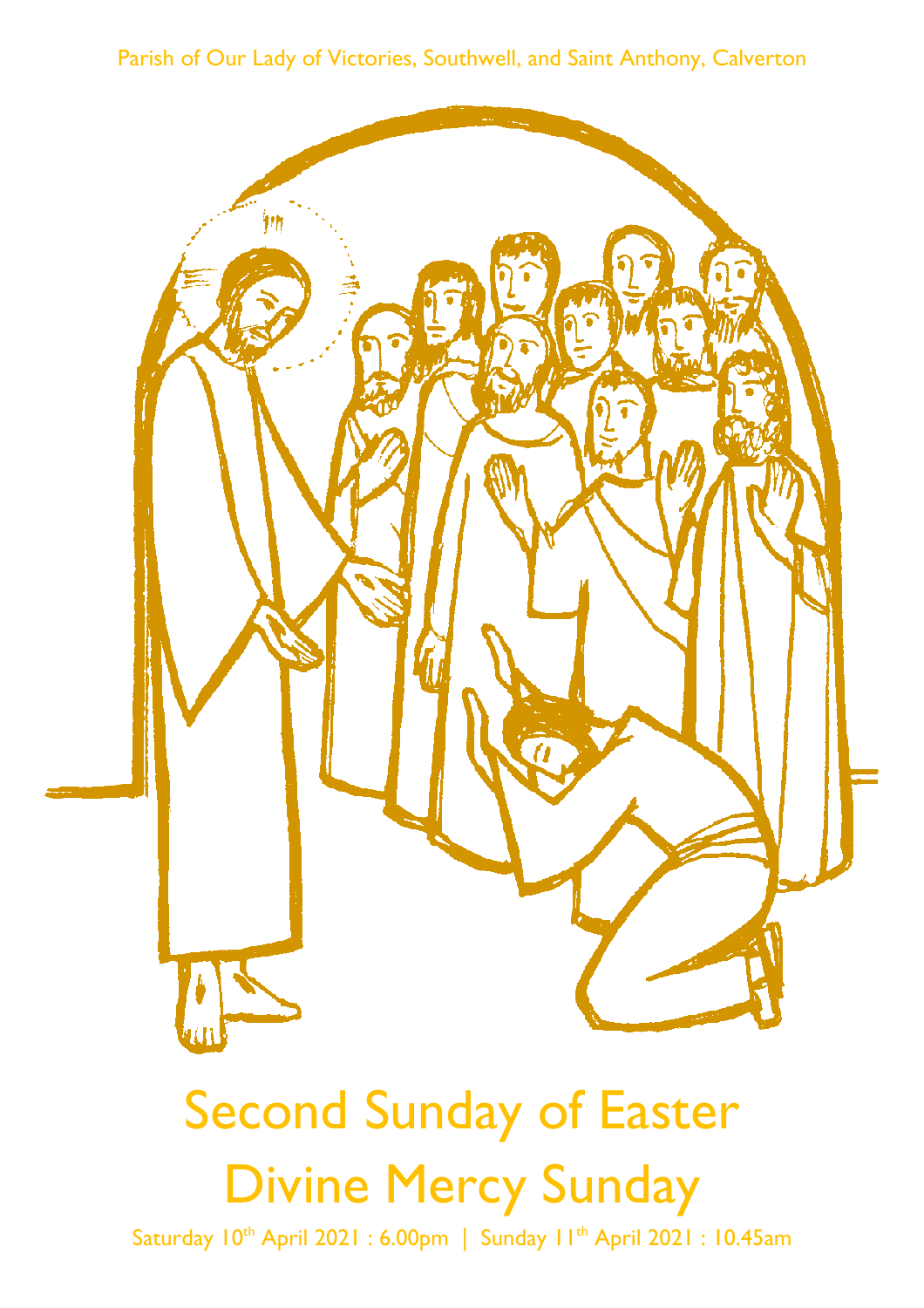Parish of Our Lady of Victories, Southwell, and Saint Anthony, Calverton

# Second Sunday of Easter

# Divine Mercy Sunday

Saturday 10th April 2021 : 6.00pm | Sunday 11th April 2021 : 10.45am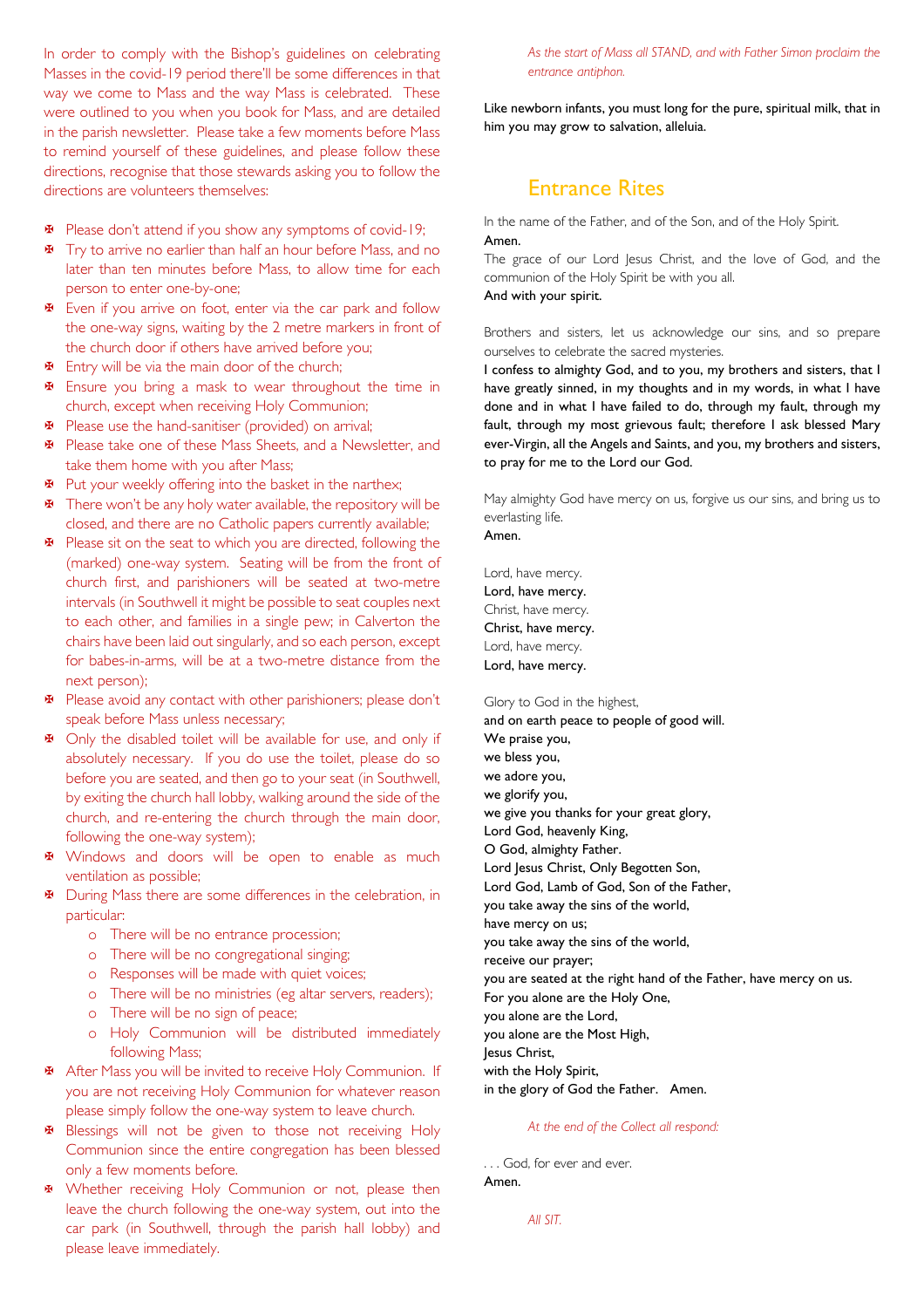In order to comply with the Bishop's guidelines on celebrating Masses in the covid-19 period there'll be some differences in that way we come to Mass and the way Mass is celebrated. These were outlined to you when you book for Mass, and are detailed in the parish newsletter. Please take a few moments before Mass to remind yourself of these guidelines, and please follow these directions, recognise that those stewards asking you to follow the directions are volunteers themselves:

- Please don't attend if you show any symptoms of covid-19;
- Try to arrive no earlier than half an hour before Mass, and no later than ten minutes before Mass, to allow time for each person to enter one-by-one;
- Even if you arrive on foot, enter via the car park and follow the one-way signs, waiting by the 2 metre markers in front of the church door if others have arrived before you;
- Entry will be via the main door of the church;
- Ensure you bring a mask to wear throughout the time in church, except when receiving Holy Communion;
- Please use the hand-sanitiser (provided) on arrival;
- Please take one of these Mass Sheets, and a Newsletter, and take them home with you after Mass;
- Put your weekly offering into the basket in the narthex;
- There won't be any holy water available, the repository will be closed, and there are no Catholic papers currently available;
- Please sit on the seat to which you are directed, following the (marked) one-way system. Seating will be from the front of church first, and parishioners will be seated at two-metre intervals (in Southwell it might be possible to seat couples next to each other, and families in a single pew; in Calverton the chairs have been laid out singularly, and so each person, except for babes-in-arms, will be at a two-metre distance from the next person);
- Please avoid any contact with other parishioners; please don't speak before Mass unless necessary;
- Only the disabled toilet will be available for use, and only if absolutely necessary. If you do use the toilet, please do so before you are seated, and then go to your seat (in Southwell, by exiting the church hall lobby, walking around the side of the church, and re-entering the church through the main door, following the one-way system);
- Windows and doors will be open to enable as much ventilation as possible;
- During Mass there are some differences in the celebration, in particular:
  - There will be no entrance procession;
  - There will be no congregational singing;
  - Responses will be made with quiet voices;
  - There will be no ministries (eg altar servers, readers);
  - There will be no sign of peace;
  - Holy Communion will be distributed immediately following Mass;
- After Mass you will be invited to receive Holy Communion. If you are not receiving Holy Communion for whatever reason please simply follow the one-way system to leave church.
- Blessings will not be given to those not receiving Holy Communion since the entire congregation has been blessed only a few moments before.
- Whether receiving Holy Communion or not, please then leave the church following the one-way system, out into the car park (in Southwell, through the parish hall lobby) and please leave immediately.

*As the start of Mass all STAND, and with Father Simon proclaim the entrance antiphon.*

**Like newborn infants, you must long for the pure, spiritual milk, that in him you may grow to salvation, alleluia.**

## Entrance Rites

In the name of the Father, and of the Son, and of the Holy Spirit.
**Amen.**
The grace of our Lord Jesus Christ, and the love of God, and the communion of the Holy Spirit be with you all.
**And with your spirit.**

Brothers and sisters, let us acknowledge our sins, and so prepare ourselves to celebrate the sacred mysteries.
**I confess to almighty God, and to you, my brothers and sisters, that I have greatly sinned, in my thoughts and in my words, in what I have done and in what I have failed to do, through my fault, through my fault, through my most grievous fault; therefore I ask blessed Mary ever-Virgin, all the Angels and Saints, and you, my brothers and sisters, to pray for me to the Lord our God.**

May almighty God have mercy on us, forgive us our sins, and bring us to everlasting life.
**Amen.**

Lord, have mercy.
**Lord, have mercy.**
Christ, have mercy.
**Christ, have mercy.**
Lord, have mercy.
**Lord, have mercy.**

Glory to God in the highest,
**and on earth peace to people of good will.
We praise you,
we bless you,
we adore you,
we glorify you,
we give you thanks for your great glory,
Lord God, heavenly King,
O God, almighty Father.
Lord Jesus Christ, Only Begotten Son,
Lord God, Lamb of God, Son of the Father,
you take away the sins of the world,
have mercy on us;
you take away the sins of the world,
receive our prayer;
you are seated at the right hand of the Father, have mercy on us.
For you alone are the Holy One,
you alone are the Lord,
you alone are the Most High,
Jesus Christ,
with the Holy Spirit,
in the glory of God the Father. Amen.**

*At the end of the Collect all respond:*

. . . God, for ever and ever.
**Amen.**

*All SIT.*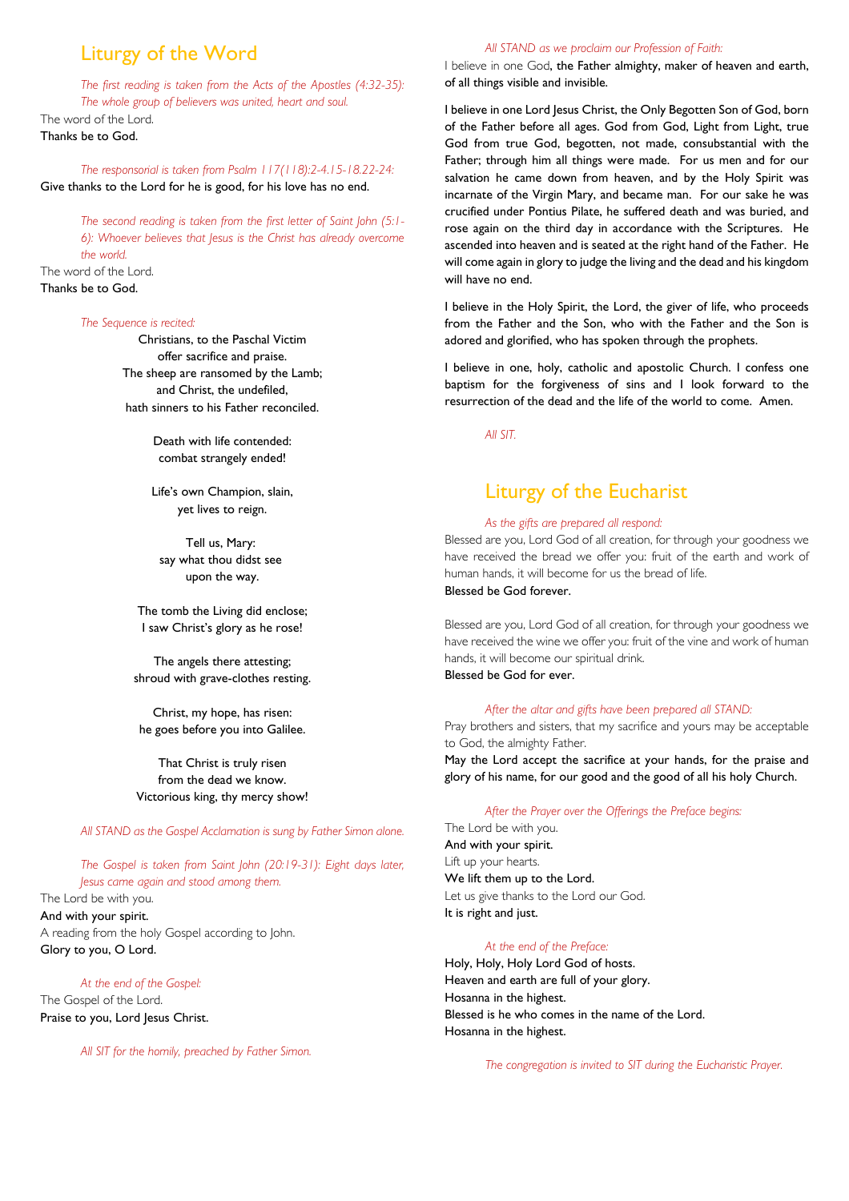## Liturgy of the Word

*The first reading is taken from the Acts of the Apostles (4:32-35): The whole group of believers was united, heart and soul.*

The word of the Lord.
**Thanks be to God.**

*The responsorial is taken from Psalm 117(118):2-4.15-18.22-24:*
**Give thanks to the Lord for he is good, for his love has no end.**

*The second reading is taken from the first letter of Saint John (5:1-6): Whoever believes that Jesus is the Christ has already overcome the world.*

The word of the Lord.
**Thanks be to God.**

*The Sequence is recited:*

Christians, to the Paschal Victim
offer sacrifice and praise.
The sheep are ransomed by the Lamb;
and Christ, the undefiled,
hath sinners to his Father reconciled.

Death with life contended:
combat strangely ended!

Life's own Champion, slain,
yet lives to reign.

Tell us, Mary:
say what thou didst see
upon the way.

The tomb the Living did enclose;
I saw Christ's glory as he rose!

The angels there attesting;
shroud with grave-clothes resting.

Christ, my hope, has risen:
he goes before you into Galilee.

That Christ is truly risen
from the dead we know.
Victorious king, thy mercy show!

*All STAND as the Gospel Acclamation is sung by Father Simon alone.*

*The Gospel is taken from Saint John (20:19-31): Eight days later, Jesus came again and stood among them.*

The Lord be with you.
**And with your spirit.**
A reading from the holy Gospel according to John.
**Glory to you, O Lord.**

*At the end of the Gospel:*
The Gospel of the Lord.
**Praise to you, Lord Jesus Christ.**

*All SIT for the homily, preached by Father Simon.*

*All STAND as we proclaim our Profession of Faith:*

I believe in one God, **the Father almighty, maker of heaven and earth, of all things visible and invisible.**

**I believe in one Lord Jesus Christ, the Only Begotten Son of God, born of the Father before all ages. God from God, Light from Light, true God from true God, begotten, not made, consubstantial with the Father; through him all things were made. For us men and for our salvation he came down from heaven, and by the Holy Spirit was incarnate of the Virgin Mary, and became man. For our sake he was crucified under Pontius Pilate, he suffered death and was buried, and rose again on the third day in accordance with the Scriptures. He ascended into heaven and is seated at the right hand of the Father. He will come again in glory to judge the living and the dead and his kingdom will have no end.**

**I believe in the Holy Spirit, the Lord, the giver of life, who proceeds from the Father and the Son, who with the Father and the Son is adored and glorified, who has spoken through the prophets.**

**I believe in one, holy, catholic and apostolic Church. I confess one baptism for the forgiveness of sins and I look forward to the resurrection of the dead and the life of the world to come. Amen.**

*All SIT.*

## Liturgy of the Eucharist

*As the gifts are prepared all respond:*
Blessed are you, Lord God of all creation, for through your goodness we have received the bread we offer you: fruit of the earth and work of human hands, it will become for us the bread of life.
**Blessed be God forever.**

Blessed are you, Lord God of all creation, for through your goodness we have received the wine we offer you: fruit of the vine and work of human hands, it will become our spiritual drink.
**Blessed be God for ever.**

*After the altar and gifts have been prepared all STAND:*
Pray brothers and sisters, that my sacrifice and yours may be acceptable to God, the almighty Father.
**May the Lord accept the sacrifice at your hands, for the praise and glory of his name, for our good and the good of all his holy Church.**

*After the Prayer over the Offerings the Preface begins:*
The Lord be with you.
**And with your spirit.**
Lift up your hearts.
**We lift them up to the Lord.**
Let us give thanks to the Lord our God.
**It is right and just.**

*At the end of the Preface:*
**Holy, Holy, Holy Lord God of hosts.**
**Heaven and earth are full of your glory.**
**Hosanna in the highest.**
**Blessed is he who comes in the name of the Lord.**
**Hosanna in the highest.**

*The congregation is invited to SIT during the Eucharistic Prayer.*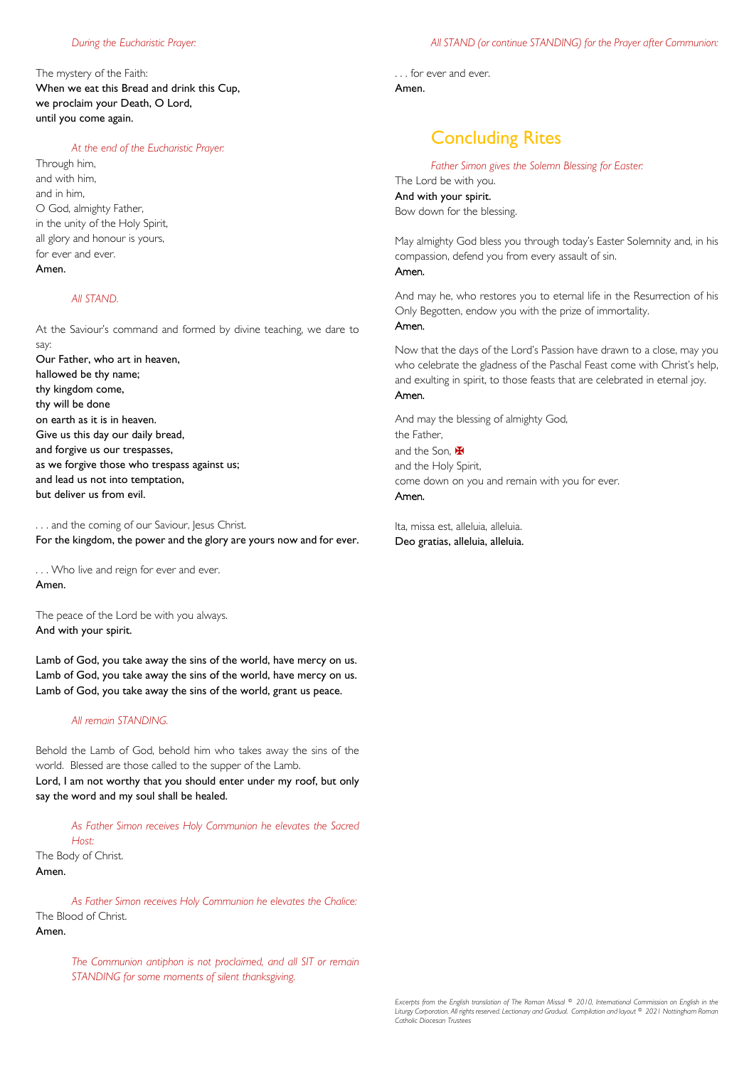*During the Eucharistic Prayer:*

The mystery of the Faith:
When we eat this Bread and drink this Cup,
we proclaim your Death, O Lord,
until you come again.

*At the end of the Eucharistic Prayer:*

Through him,
and with him,
and in him,
O God, almighty Father,
in the unity of the Holy Spirit,
all glory and honour is yours,
for ever and ever.
Amen.

*All STAND.*

At the Saviour's command and formed by divine teaching, we dare to say:
Our Father, who art in heaven,
hallowed be thy name;
thy kingdom come,
thy will be done
on earth as it is in heaven.
Give us this day our daily bread,
and forgive us our trespasses,
as we forgive those who trespass against us;
and lead us not into temptation,
but deliver us from evil.

. . . and the coming of our Saviour, Jesus Christ.
For the kingdom, the power and the glory are yours now and for ever.

. . . Who live and reign for ever and ever.
Amen.

The peace of the Lord be with you always.
And with your spirit.

Lamb of God, you take away the sins of the world, have mercy on us.
Lamb of God, you take away the sins of the world, have mercy on us.
Lamb of God, you take away the sins of the world, grant us peace.

*All remain STANDING.*

Behold the Lamb of God, behold him who takes away the sins of the world. Blessed are those called to the supper of the Lamb.
Lord, I am not worthy that you should enter under my roof, but only say the word and my soul shall be healed.

*As Father Simon receives Holy Communion he elevates the Sacred Host:*

The Body of Christ.
Amen.

*As Father Simon receives Holy Communion he elevates the Chalice:*

The Blood of Christ.
Amen.

*The Communion antiphon is not proclaimed, and all SIT or remain STANDING for some moments of silent thanksgiving.*

*All STAND (or continue STANDING) for the Prayer after Communion:*

. . . for ever and ever.
Amen.

## Concluding Rites

*Father Simon gives the Solemn Blessing for Easter:*

The Lord be with you.
And with your spirit.
Bow down for the blessing.

May almighty God bless you through today's Easter Solemnity and, in his compassion, defend you from every assault of sin.
Amen.

And may he, who restores you to eternal life in the Resurrection of his Only Begotten, endow you with the prize of immortality.
Amen.

Now that the days of the Lord's Passion have drawn to a close, may you who celebrate the gladness of the Paschal Feast come with Christ's help, and exulting in spirit, to those feasts that are celebrated in eternal joy.
Amen.

And may the blessing of almighty God,
the Father,
and the Son, ✠
and the Holy Spirit,
come down on you and remain with you for ever.
Amen.

Ita, missa est, alleluia, alleluia.
Deo gratias, alleluia, alleluia.

*Excerpts from the English translation of The Roman Missal © 2010, International Commission on English in the Liturgy Corporation. All rights reserved. Lectionary and Gradual. Compilation and layout © 2021 Nottingham Roman Catholic Diocesan Trustees*